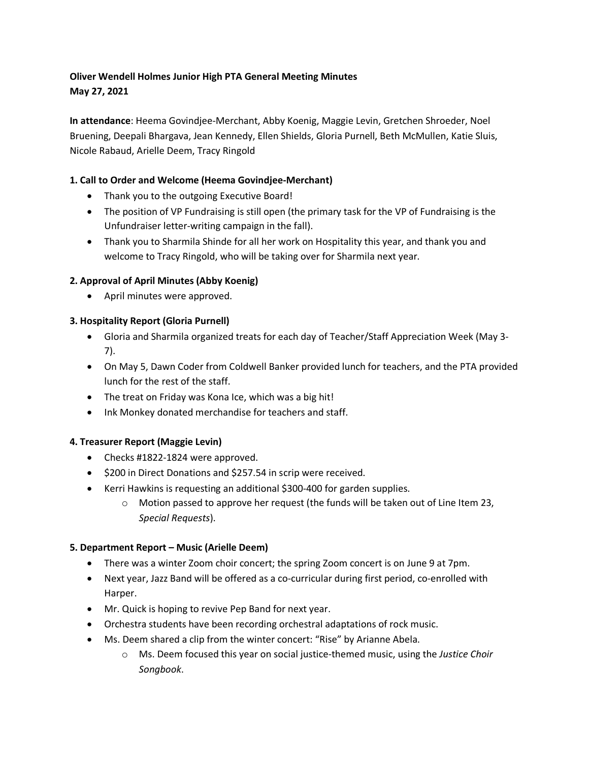**Oliver Wendell Holmes Junior High PTA General Meeting Minutes**
**May 27, 2021**

**In attendance**: Heema Govindjee-Merchant, Abby Koenig, Maggie Levin, Gretchen Shroeder, Noel Bruening, Deepali Bhargava, Jean Kennedy, Ellen Shields, Gloria Purnell, Beth McMullen, Katie Sluis, Nicole Rabaud, Arielle Deem, Tracy Ringold

**1. Call to Order and Welcome (Heema Govindjee-Merchant)**

- Thank you to the outgoing Executive Board!
- The position of VP Fundraising is still open (the primary task for the VP of Fundraising is the Unfundraiser letter-writing campaign in the fall).
- Thank you to Sharmila Shinde for all her work on Hospitality this year, and thank you and welcome to Tracy Ringold, who will be taking over for Sharmila next year.

**2. Approval of April Minutes (Abby Koenig)**

- April minutes were approved.

**3. Hospitality Report (Gloria Purnell)**

- Gloria and Sharmila organized treats for each day of Teacher/Staff Appreciation Week (May 3-7).
- On May 5, Dawn Coder from Coldwell Banker provided lunch for teachers, and the PTA provided lunch for the rest of the staff.
- The treat on Friday was Kona Ice, which was a big hit!
- Ink Monkey donated merchandise for teachers and staff.

**4. Treasurer Report (Maggie Levin)**

- Checks #1822-1824 were approved.
- $200 in Direct Donations and $257.54 in scrip were received.
- Kerri Hawkins is requesting an additional $300-400 for garden supplies.
  - Motion passed to approve her request (the funds will be taken out of Line Item 23, *Special Requests*).

**5. Department Report – Music (Arielle Deem)**

- There was a winter Zoom choir concert; the spring Zoom concert is on June 9 at 7pm.
- Next year, Jazz Band will be offered as a co-curricular during first period, co-enrolled with Harper.
- Mr. Quick is hoping to revive Pep Band for next year.
- Orchestra students have been recording orchestral adaptations of rock music.
- Ms. Deem shared a clip from the winter concert: "Rise" by Arianne Abela.
  - Ms. Deem focused this year on social justice-themed music, using the *Justice Choir Songbook*.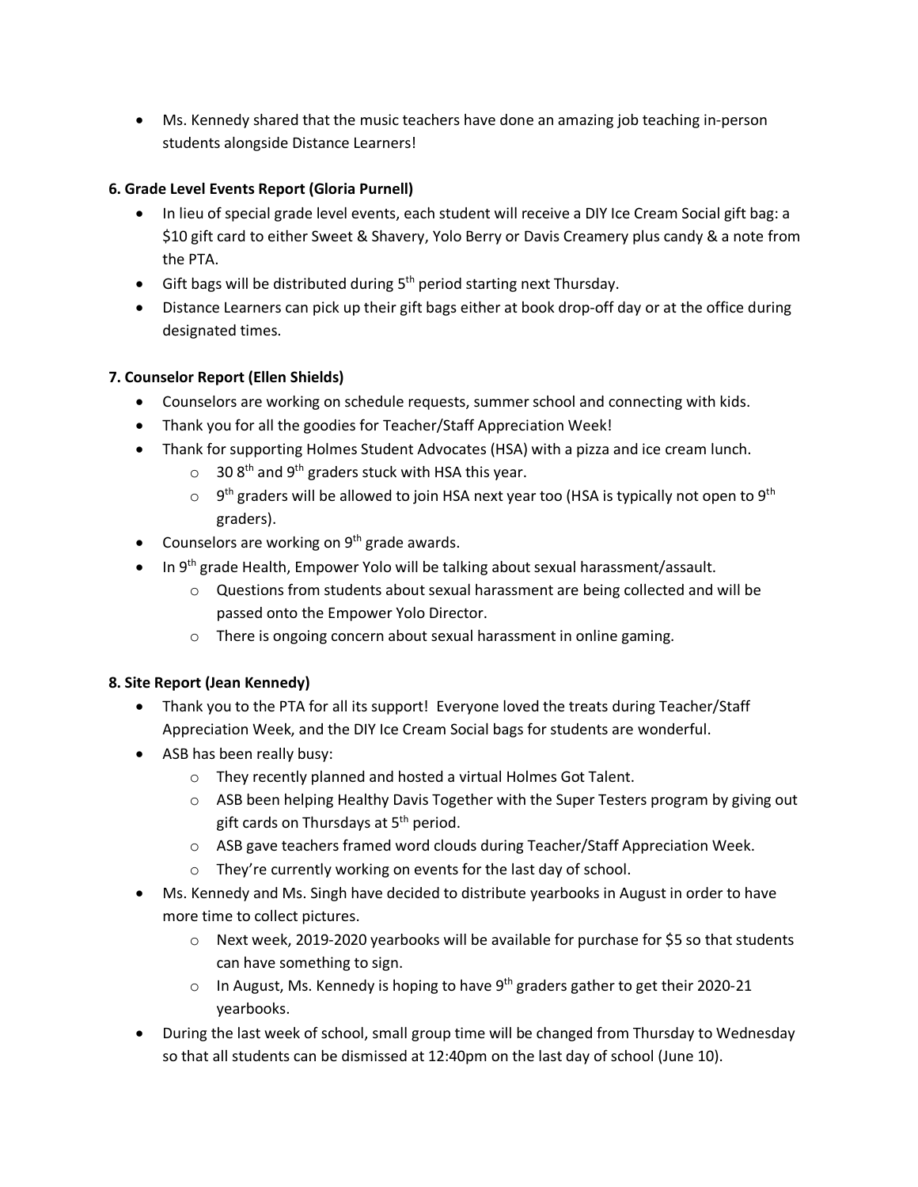- Ms. Kennedy shared that the music teachers have done an amazing job teaching in-person students alongside Distance Learners!

**6. Grade Level Events Report (Gloria Purnell)**

- In lieu of special grade level events, each student will receive a DIY Ice Cream Social gift bag: a $10 gift card to either Sweet & Shavery, Yolo Berry or Davis Creamery plus candy & a note from the PTA.
- Gift bags will be distributed during 5th period starting next Thursday.
- Distance Learners can pick up their gift bags either at book drop-off day or at the office during designated times.

**7. Counselor Report (Ellen Shields)**

- Counselors are working on schedule requests, summer school and connecting with kids.
- Thank you for all the goodies for Teacher/Staff Appreciation Week!
- Thank for supporting Holmes Student Advocates (HSA) with a pizza and ice cream lunch.
    - 30 8th and 9th graders stuck with HSA this year.
    - 9th graders will be allowed to join HSA next year too (HSA is typically not open to 9th graders).
- Counselors are working on 9th grade awards.
- In 9th grade Health, Empower Yolo will be talking about sexual harassment/assault.
    - Questions from students about sexual harassment are being collected and will be passed onto the Empower Yolo Director.
    - There is ongoing concern about sexual harassment in online gaming.

**8. Site Report (Jean Kennedy)**

- Thank you to the PTA for all its support! Everyone loved the treats during Teacher/Staff Appreciation Week, and the DIY Ice Cream Social bags for students are wonderful.
- ASB has been really busy:
    - They recently planned and hosted a virtual Holmes Got Talent.
    - ASB been helping Healthy Davis Together with the Super Testers program by giving out gift cards on Thursdays at 5th period.
    - ASB gave teachers framed word clouds during Teacher/Staff Appreciation Week.
    - They're currently working on events for the last day of school.
- Ms. Kennedy and Ms. Singh have decided to distribute yearbooks in August in order to have more time to collect pictures.
    - Next week, 2019-2020 yearbooks will be available for purchase for $5 so that students can have something to sign.
    - In August, Ms. Kennedy is hoping to have 9th graders gather to get their 2020-21 yearbooks.
- During the last week of school, small group time will be changed from Thursday to Wednesday so that all students can be dismissed at 12:40pm on the last day of school (June 10).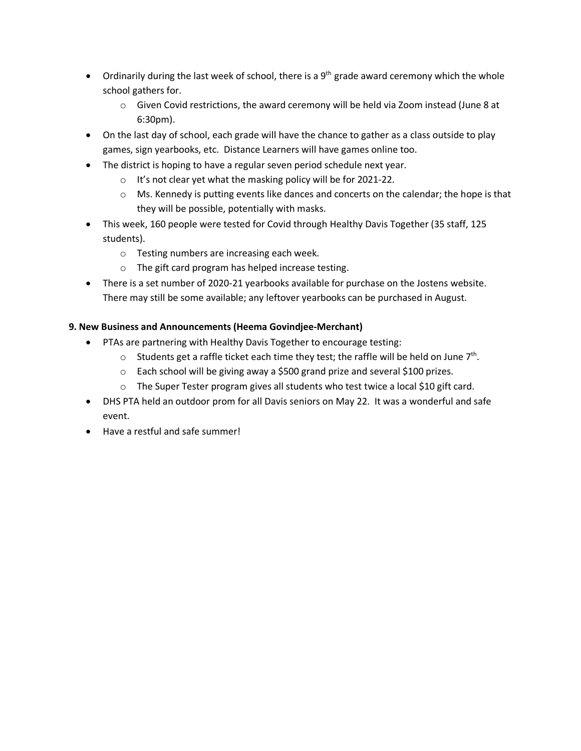- Ordinarily during the last week of school, there is a 9th grade award ceremony which the whole school gathers for.
    - Given Covid restrictions, the award ceremony will be held via Zoom instead (June 8 at 6:30pm).
- On the last day of school, each grade will have the chance to gather as a class outside to play games, sign yearbooks, etc.  Distance Learners will have games online too.
- The district is hoping to have a regular seven period schedule next year.
    - It's not clear yet what the masking policy will be for 2021-22.
    - Ms. Kennedy is putting events like dances and concerts on the calendar; the hope is that they will be possible, potentially with masks.
- This week, 160 people were tested for Covid through Healthy Davis Together (35 staff, 125 students).
    - Testing numbers are increasing each week.
    - The gift card program has helped increase testing.
- There is a set number of 2020-21 yearbooks available for purchase on the Jostens website. There may still be some available; any leftover yearbooks can be purchased in August.

**9. New Business and Announcements (Heema Govindjee-Merchant)**

- PTAs are partnering with Healthy Davis Together to encourage testing:
    - Students get a raffle ticket each time they test; the raffle will be held on June 7th.
    - Each school will be giving away a $500 grand prize and several $100 prizes.
    - The Super Tester program gives all students who test twice a local $10 gift card.
- DHS PTA held an outdoor prom for all Davis seniors on May 22.  It was a wonderful and safe event.
- Have a restful and safe summer!